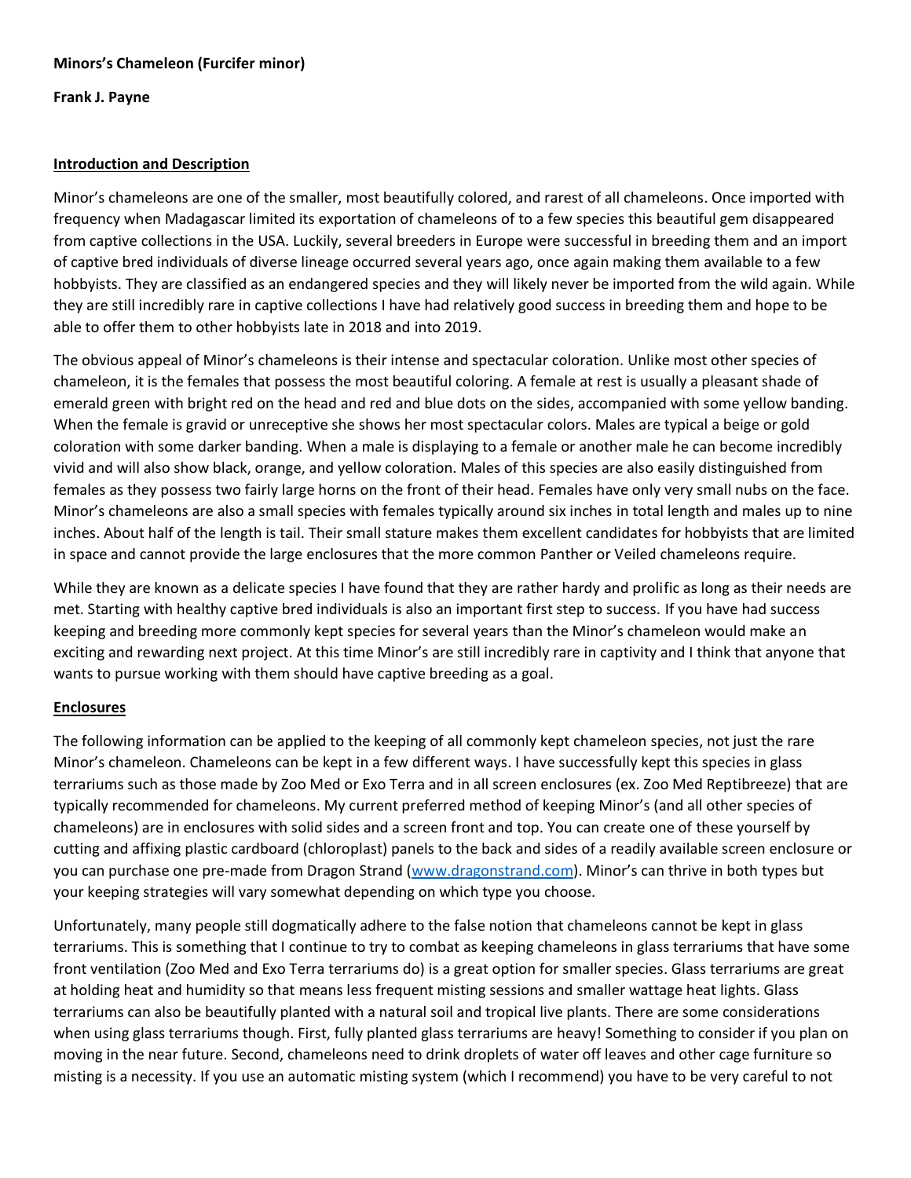**Minors's Chameleon (Furcifer minor)**

**Frank J. Payne**

## Introduction and Description

Minor's chameleons are one of the smaller, most beautifully colored, and rarest of all chameleons. Once imported with frequency when Madagascar limited its exportation of chameleons of to a few species this beautiful gem disappeared from captive collections in the USA. Luckily, several breeders in Europe were successful in breeding them and an import of captive bred individuals of diverse lineage occurred several years ago, once again making them available to a few hobbyists. They are classified as an endangered species and they will likely never be imported from the wild again. While they are still incredibly rare in captive collections I have had relatively good success in breeding them and hope to be able to offer them to other hobbyists late in 2018 and into 2019.

The obvious appeal of Minor's chameleons is their intense and spectacular coloration. Unlike most other species of chameleon, it is the females that possess the most beautiful coloring. A female at rest is usually a pleasant shade of emerald green with bright red on the head and red and blue dots on the sides, accompanied with some yellow banding. When the female is gravid or unreceptive she shows her most spectacular colors. Males are typical a beige or gold coloration with some darker banding. When a male is displaying to a female or another male he can become incredibly vivid and will also show black, orange, and yellow coloration. Males of this species are also easily distinguished from females as they possess two fairly large horns on the front of their head. Females have only very small nubs on the face. Minor's chameleons are also a small species with females typically around six inches in total length and males up to nine inches. About half of the length is tail. Their small stature makes them excellent candidates for hobbyists that are limited in space and cannot provide the large enclosures that the more common Panther or Veiled chameleons require.

While they are known as a delicate species I have found that they are rather hardy and prolific as long as their needs are met. Starting with healthy captive bred individuals is also an important first step to success. If you have had success keeping and breeding more commonly kept species for several years than the Minor's chameleon would make an exciting and rewarding next project. At this time Minor's are still incredibly rare in captivity and I think that anyone that wants to pursue working with them should have captive breeding as a goal.

## Enclosures

The following information can be applied to the keeping of all commonly kept chameleon species, not just the rare Minor's chameleon. Chameleons can be kept in a few different ways. I have successfully kept this species in glass terrariums such as those made by Zoo Med or Exo Terra and in all screen enclosures (ex. Zoo Med Reptibreeze) that are typically recommended for chameleons. My current preferred method of keeping Minor's (and all other species of chameleons) are in enclosures with solid sides and a screen front and top. You can create one of these yourself by cutting and affixing plastic cardboard (chloroplast) panels to the back and sides of a readily available screen enclosure or you can purchase one pre-made from Dragon Strand (www.dragonstrand.com). Minor's can thrive in both types but your keeping strategies will vary somewhat depending on which type you choose.

Unfortunately, many people still dogmatically adhere to the false notion that chameleons cannot be kept in glass terrariums. This is something that I continue to try to combat as keeping chameleons in glass terrariums that have some front ventilation (Zoo Med and Exo Terra terrariums do) is a great option for smaller species. Glass terrariums are great at holding heat and humidity so that means less frequent misting sessions and smaller wattage heat lights. Glass terrariums can also be beautifully planted with a natural soil and tropical live plants. There are some considerations when using glass terrariums though. First, fully planted glass terrariums are heavy! Something to consider if you plan on moving in the near future. Second, chameleons need to drink droplets of water off leaves and other cage furniture so misting is a necessity. If you use an automatic misting system (which I recommend) you have to be very careful to not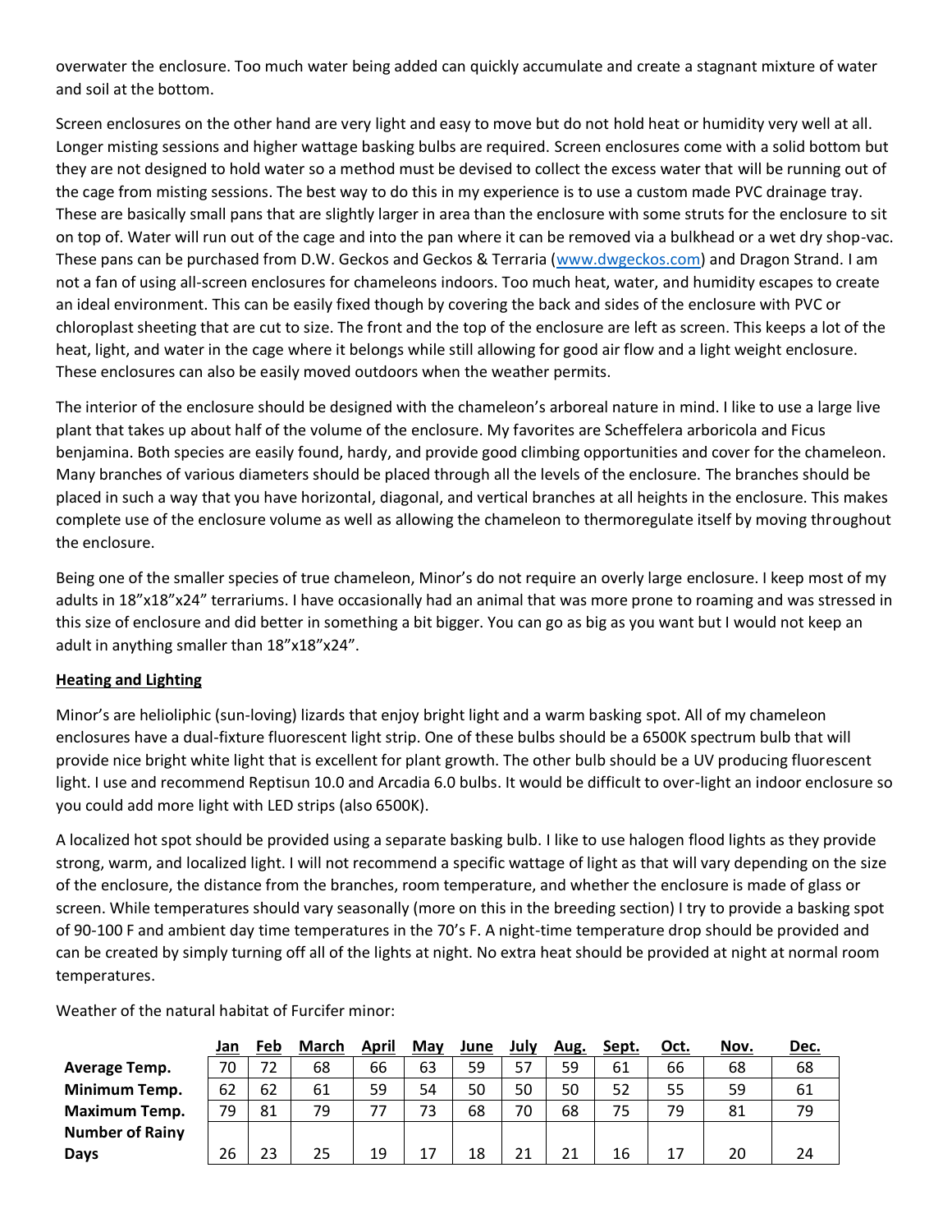overwater the enclosure. Too much water being added can quickly accumulate and create a stagnant mixture of water and soil at the bottom.

Screen enclosures on the other hand are very light and easy to move but do not hold heat or humidity very well at all. Longer misting sessions and higher wattage basking bulbs are required. Screen enclosures come with a solid bottom but they are not designed to hold water so a method must be devised to collect the excess water that will be running out of the cage from misting sessions. The best way to do this in my experience is to use a custom made PVC drainage tray. These are basically small pans that are slightly larger in area than the enclosure with some struts for the enclosure to sit on top of. Water will run out of the cage and into the pan where it can be removed via a bulkhead or a wet dry shop-vac. These pans can be purchased from D.W. Geckos and Geckos & Terraria (www.dwgeckos.com) and Dragon Strand. I am not a fan of using all-screen enclosures for chameleons indoors. Too much heat, water, and humidity escapes to create an ideal environment. This can be easily fixed though by covering the back and sides of the enclosure with PVC or chloroplast sheeting that are cut to size. The front and the top of the enclosure are left as screen. This keeps a lot of the heat, light, and water in the cage where it belongs while still allowing for good air flow and a light weight enclosure. These enclosures can also be easily moved outdoors when the weather permits.

The interior of the enclosure should be designed with the chameleon's arboreal nature in mind. I like to use a large live plant that takes up about half of the volume of the enclosure. My favorites are Scheffelera arboricola and Ficus benjamina. Both species are easily found, hardy, and provide good climbing opportunities and cover for the chameleon. Many branches of various diameters should be placed through all the levels of the enclosure. The branches should be placed in such a way that you have horizontal, diagonal, and vertical branches at all heights in the enclosure. This makes complete use of the enclosure volume as well as allowing the chameleon to thermoregulate itself by moving throughout the enclosure.

Being one of the smaller species of true chameleon, Minor's do not require an overly large enclosure. I keep most of my adults in 18"x18"x24" terrariums. I have occasionally had an animal that was more prone to roaming and was stressed in this size of enclosure and did better in something a bit bigger. You can go as big as you want but I would not keep an adult in anything smaller than 18"x18"x24".

## Heating and Lighting

Minor's are helioliphic (sun-loving) lizards that enjoy bright light and a warm basking spot. All of my chameleon enclosures have a dual-fixture fluorescent light strip. One of these bulbs should be a 6500K spectrum bulb that will provide nice bright white light that is excellent for plant growth. The other bulb should be a UV producing fluorescent light. I use and recommend Reptisun 10.0 and Arcadia 6.0 bulbs. It would be difficult to over-light an indoor enclosure so you could add more light with LED strips (also 6500K).

A localized hot spot should be provided using a separate basking bulb. I like to use halogen flood lights as they provide strong, warm, and localized light. I will not recommend a specific wattage of light as that will vary depending on the size of the enclosure, the distance from the branches, room temperature, and whether the enclosure is made of glass or screen. While temperatures should vary seasonally (more on this in the breeding section) I try to provide a basking spot of 90-100 F and ambient day time temperatures in the 70's F. A night-time temperature drop should be provided and can be created by simply turning off all of the lights at night. No extra heat should be provided at night at normal room temperatures.

Weather of the natural habitat of Furcifer minor:

| | Jan | Feb | March | April | May | June | July | Aug. | Sept. | Oct. | Nov. | Dec. |
|---|---|---|---|---|---|---|---|---|---|---|---|---|
| **Average Temp.** | 70 | 72 | 68 | 66 | 63 | 59 | 57 | 59 | 61 | 66 | 68 | 68 |
| **Minimum Temp.** | 62 | 62 | 61 | 59 | 54 | 50 | 50 | 50 | 52 | 55 | 59 | 61 |
| **Maximum Temp.** | 79 | 81 | 79 | 77 | 73 | 68 | 70 | 68 | 75 | 79 | 81 | 79 |
| **Number of Rainy Days** | 26 | 23 | 25 | 19 | 17 | 18 | 21 | 21 | 16 | 17 | 20 | 24 |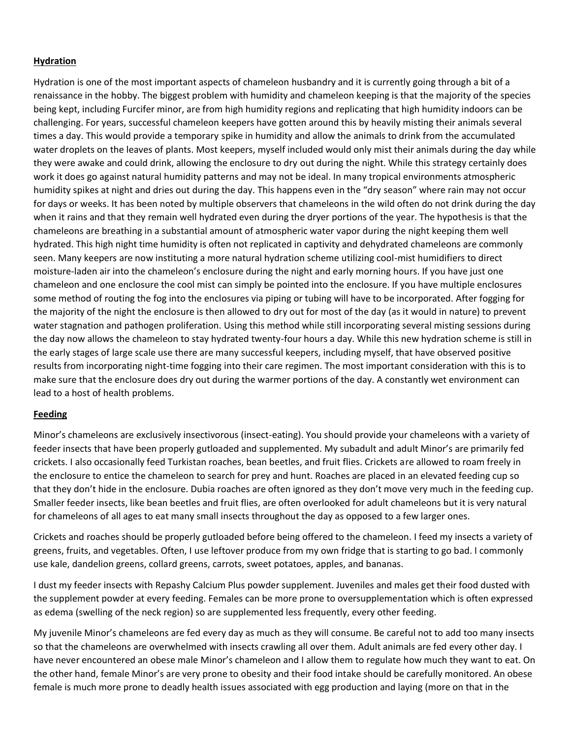**Hydration**

Hydration is one of the most important aspects of chameleon husbandry and it is currently going through a bit of a renaissance in the hobby. The biggest problem with humidity and chameleon keeping is that the majority of the species being kept, including Furcifer minor, are from high humidity regions and replicating that high humidity indoors can be challenging. For years, successful chameleon keepers have gotten around this by heavily misting their animals several times a day. This would provide a temporary spike in humidity and allow the animals to drink from the accumulated water droplets on the leaves of plants. Most keepers, myself included would only mist their animals during the day while they were awake and could drink, allowing the enclosure to dry out during the night. While this strategy certainly does work it does go against natural humidity patterns and may not be ideal. In many tropical environments atmospheric humidity spikes at night and dries out during the day. This happens even in the "dry season" where rain may not occur for days or weeks. It has been noted by multiple observers that chameleons in the wild often do not drink during the day when it rains and that they remain well hydrated even during the dryer portions of the year. The hypothesis is that the chameleons are breathing in a substantial amount of atmospheric water vapor during the night keeping them well hydrated. This high night time humidity is often not replicated in captivity and dehydrated chameleons are commonly seen. Many keepers are now instituting a more natural hydration scheme utilizing cool-mist humidifiers to direct moisture-laden air into the chameleon's enclosure during the night and early morning hours. If you have just one chameleon and one enclosure the cool mist can simply be pointed into the enclosure. If you have multiple enclosures some method of routing the fog into the enclosures via piping or tubing will have to be incorporated. After fogging for the majority of the night the enclosure is then allowed to dry out for most of the day (as it would in nature) to prevent water stagnation and pathogen proliferation. Using this method while still incorporating several misting sessions during the day now allows the chameleon to stay hydrated twenty-four hours a day. While this new hydration scheme is still in the early stages of large scale use there are many successful keepers, including myself, that have observed positive results from incorporating night-time fogging into their care regimen. The most important consideration with this is to make sure that the enclosure does dry out during the warmer portions of the day. A constantly wet environment can lead to a host of health problems.

**Feeding**

Minor's chameleons are exclusively insectivorous (insect-eating). You should provide your chameleons with a variety of feeder insects that have been properly gutloaded and supplemented. My subadult and adult Minor's are primarily fed crickets. I also occasionally feed Turkistan roaches, bean beetles, and fruit flies. Crickets are allowed to roam freely in the enclosure to entice the chameleon to search for prey and hunt. Roaches are placed in an elevated feeding cup so that they don't hide in the enclosure. Dubia roaches are often ignored as they don't move very much in the feeding cup. Smaller feeder insects, like bean beetles and fruit flies, are often overlooked for adult chameleons but it is very natural for chameleons of all ages to eat many small insects throughout the day as opposed to a few larger ones.

Crickets and roaches should be properly gutloaded before being offered to the chameleon. I feed my insects a variety of greens, fruits, and vegetables. Often, I use leftover produce from my own fridge that is starting to go bad. I commonly use kale, dandelion greens, collard greens, carrots, sweet potatoes, apples, and bananas.

I dust my feeder insects with Repashy Calcium Plus powder supplement. Juveniles and males get their food dusted with the supplement powder at every feeding. Females can be more prone to oversupplementation which is often expressed as edema (swelling of the neck region) so are supplemented less frequently, every other feeding.

My juvenile Minor's chameleons are fed every day as much as they will consume. Be careful not to add too many insects so that the chameleons are overwhelmed with insects crawling all over them. Adult animals are fed every other day. I have never encountered an obese male Minor's chameleon and I allow them to regulate how much they want to eat. On the other hand, female Minor's are very prone to obesity and their food intake should be carefully monitored. An obese female is much more prone to deadly health issues associated with egg production and laying (more on that in the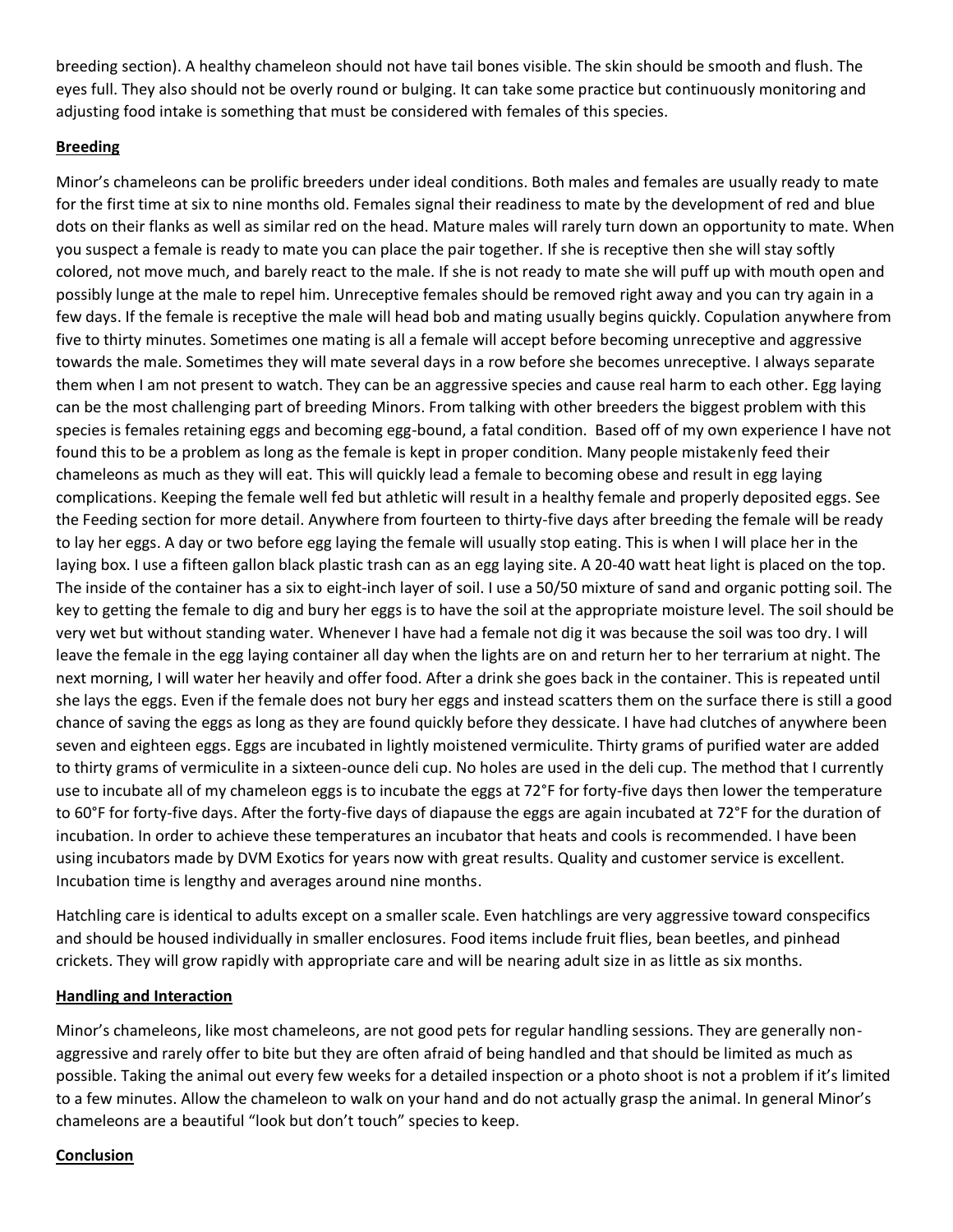breeding section). A healthy chameleon should not have tail bones visible. The skin should be smooth and flush. The eyes full. They also should not be overly round or bulging. It can take some practice but continuously monitoring and adjusting food intake is something that must be considered with females of this species.

## Breeding

Minor's chameleons can be prolific breeders under ideal conditions. Both males and females are usually ready to mate for the first time at six to nine months old. Females signal their readiness to mate by the development of red and blue dots on their flanks as well as similar red on the head. Mature males will rarely turn down an opportunity to mate. When you suspect a female is ready to mate you can place the pair together. If she is receptive then she will stay softly colored, not move much, and barely react to the male. If she is not ready to mate she will puff up with mouth open and possibly lunge at the male to repel him. Unreceptive females should be removed right away and you can try again in a few days. If the female is receptive the male will head bob and mating usually begins quickly. Copulation anywhere from five to thirty minutes. Sometimes one mating is all a female will accept before becoming unreceptive and aggressive towards the male. Sometimes they will mate several days in a row before she becomes unreceptive. I always separate them when I am not present to watch. They can be an aggressive species and cause real harm to each other. Egg laying can be the most challenging part of breeding Minors. From talking with other breeders the biggest problem with this species is females retaining eggs and becoming egg-bound, a fatal condition. Based off of my own experience I have not found this to be a problem as long as the female is kept in proper condition. Many people mistakenly feed their chameleons as much as they will eat. This will quickly lead a female to becoming obese and result in egg laying complications. Keeping the female well fed but athletic will result in a healthy female and properly deposited eggs. See the Feeding section for more detail. Anywhere from fourteen to thirty-five days after breeding the female will be ready to lay her eggs. A day or two before egg laying the female will usually stop eating. This is when I will place her in the laying box. I use a fifteen gallon black plastic trash can as an egg laying site. A 20-40 watt heat light is placed on the top. The inside of the container has a six to eight-inch layer of soil. I use a 50/50 mixture of sand and organic potting soil. The key to getting the female to dig and bury her eggs is to have the soil at the appropriate moisture level. The soil should be very wet but without standing water. Whenever I have had a female not dig it was because the soil was too dry. I will leave the female in the egg laying container all day when the lights are on and return her to her terrarium at night. The next morning, I will water her heavily and offer food. After a drink she goes back in the container. This is repeated until she lays the eggs. Even if the female does not bury her eggs and instead scatters them on the surface there is still a good chance of saving the eggs as long as they are found quickly before they dessicate. I have had clutches of anywhere been seven and eighteen eggs. Eggs are incubated in lightly moistened vermiculite. Thirty grams of purified water are added to thirty grams of vermiculite in a sixteen-ounce deli cup. No holes are used in the deli cup. The method that I currently use to incubate all of my chameleon eggs is to incubate the eggs at 72°F for forty-five days then lower the temperature to 60°F for forty-five days. After the forty-five days of diapause the eggs are again incubated at 72°F for the duration of incubation. In order to achieve these temperatures an incubator that heats and cools is recommended. I have been using incubators made by DVM Exotics for years now with great results. Quality and customer service is excellent. Incubation time is lengthy and averages around nine months.

Hatchling care is identical to adults except on a smaller scale. Even hatchlings are very aggressive toward conspecifics and should be housed individually in smaller enclosures. Food items include fruit flies, bean beetles, and pinhead crickets. They will grow rapidly with appropriate care and will be nearing adult size in as little as six months.

## Handling and Interaction

Minor's chameleons, like most chameleons, are not good pets for regular handling sessions. They are generally non-aggressive and rarely offer to bite but they are often afraid of being handled and that should be limited as much as possible. Taking the animal out every few weeks for a detailed inspection or a photo shoot is not a problem if it's limited to a few minutes. Allow the chameleon to walk on your hand and do not actually grasp the animal. In general Minor's chameleons are a beautiful "look but don't touch" species to keep.

## Conclusion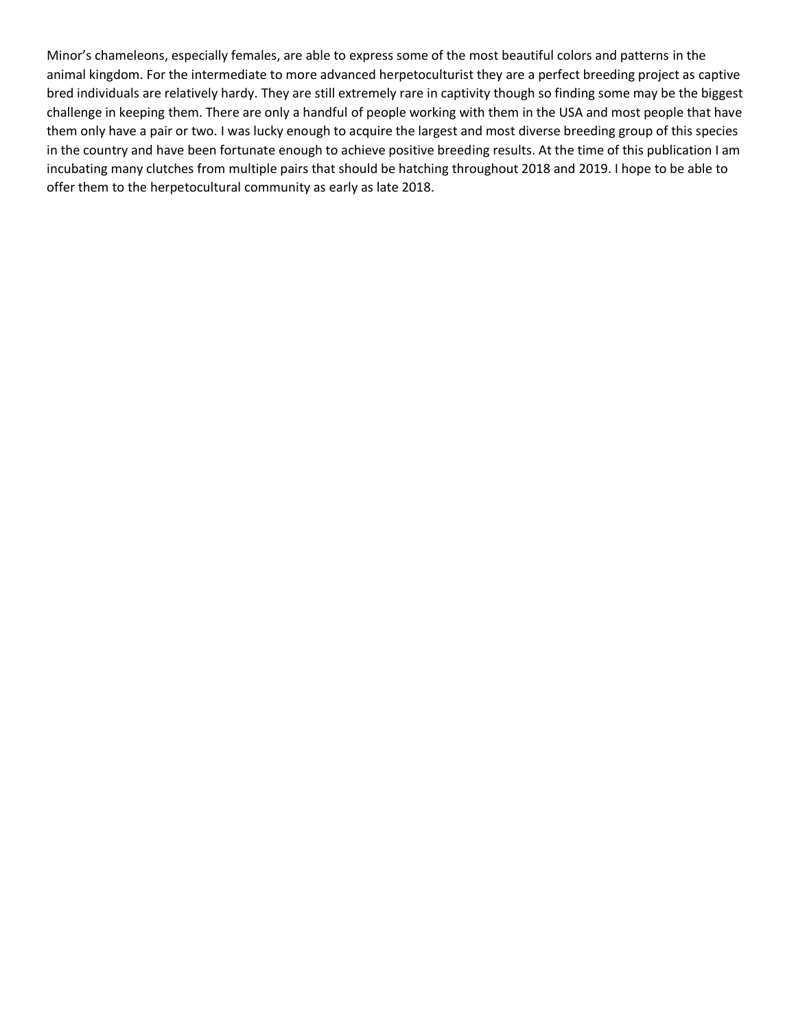Minor's chameleons, especially females, are able to express some of the most beautiful colors and patterns in the animal kingdom. For the intermediate to more advanced herpetoculturist they are a perfect breeding project as captive bred individuals are relatively hardy. They are still extremely rare in captivity though so finding some may be the biggest challenge in keeping them. There are only a handful of people working with them in the USA and most people that have them only have a pair or two. I was lucky enough to acquire the largest and most diverse breeding group of this species in the country and have been fortunate enough to achieve positive breeding results. At the time of this publication I am incubating many clutches from multiple pairs that should be hatching throughout 2018 and 2019. I hope to be able to offer them to the herpetocultural community as early as late 2018.